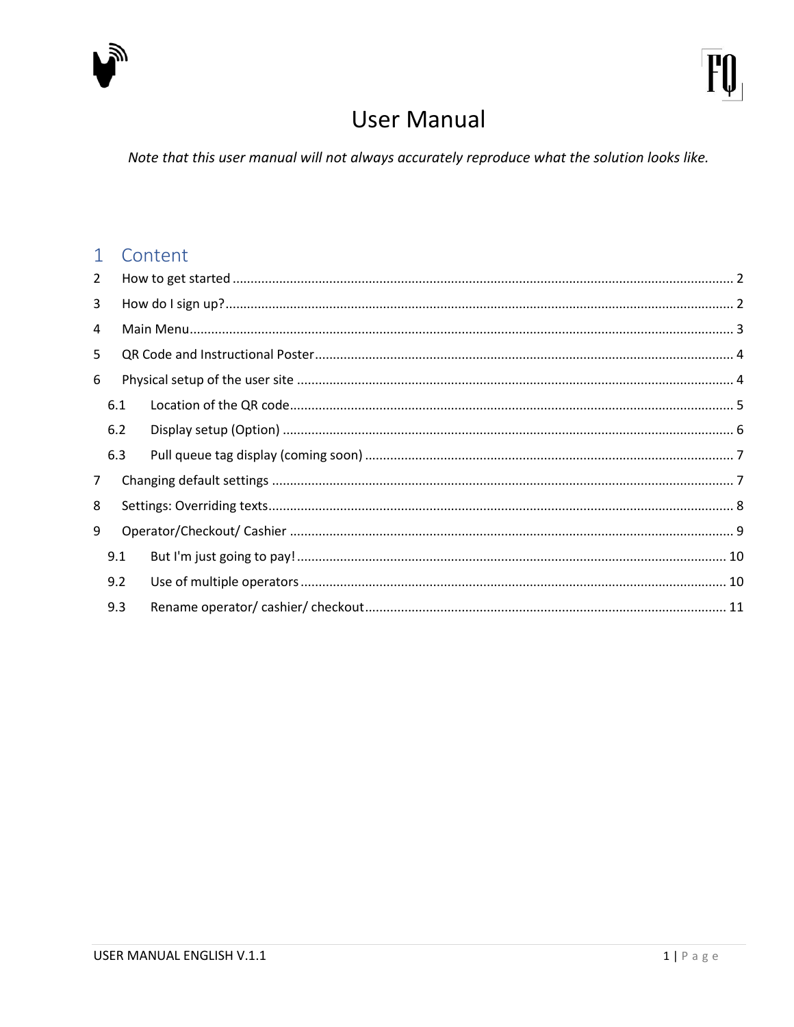# User Manual

*Note that this user manual will not always accurately reproduce what the solution looks like.*

## 1 Content

2 How to get started ..... 2

3 How do I sign up? ..... 2

4 Main Menu ..... 3

5 QR Code and Instructional Poster ..... 4

6 Physical setup of the user site ..... 4

- 6.1 Location of the QR code ..... 5
- 6.2 Display setup (Option) ..... 6
- 6.3 Pull queue tag display (coming soon) ..... 7

7 Changing default settings ..... 7

8 Settings: Overriding texts ..... 8

9 Operator/Checkout/ Cashier ..... 9

- 9.1 But I'm just going to pay! ..... 10
- 9.2 Use of multiple operators ..... 10
- 9.3 Rename operator/ cashier/ checkout ..... 11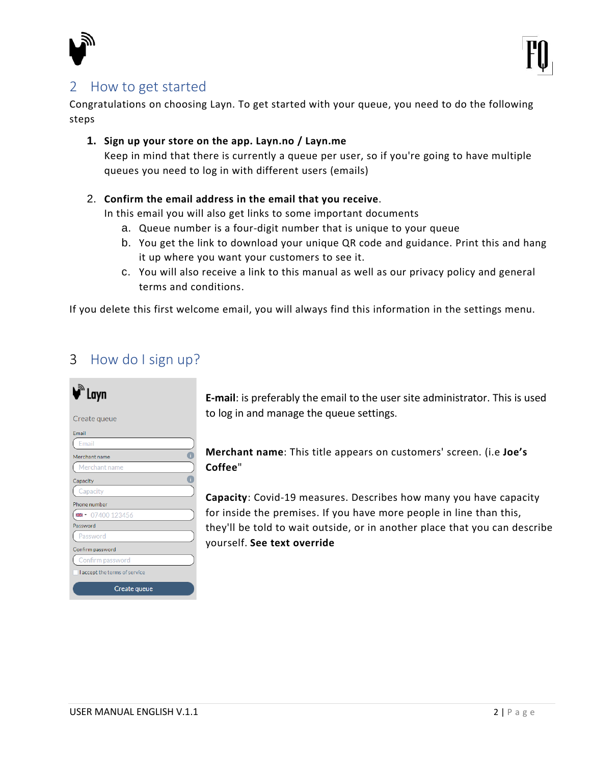## 2 How to get started

Congratulations on choosing Layn. To get started with your queue, you need to do the following steps

1. **Sign up your store on the app. Layn.no / Layn.me**
   Keep in mind that there is currently a queue per user, so if you're going to have multiple queues you need to log in with different users (emails)

2. **Confirm the email address in the email that you receive**.
   In this email you will also get links to some important documents
   a. Queue number is a four-digit number that is unique to your queue
   b. You get the link to download your unique QR code and guidance. Print this and hang it up where you want your customers to see it.
   c. You will also receive a link to this manual as well as our privacy policy and general terms and conditions.

If you delete this first welcome email, you will always find this information in the settings menu.

## 3 How do I sign up?

Layn

Create queue

Email

Merchant name

Capacity

Phone number

Password

Confirm password

I accept the terms of service

Create queue

**E-mail**: is preferably the email to the user site administrator. This is used to log in and manage the queue settings.

**Merchant name**: This title appears on customers' screen. (i.e **Joe's Coffee**"

**Capacity**: Covid-19 measures. Describes how many you have capacity for inside the premises. If you have more people in line than this, they'll be told to wait outside, or in another place that you can describe yourself. **See text override**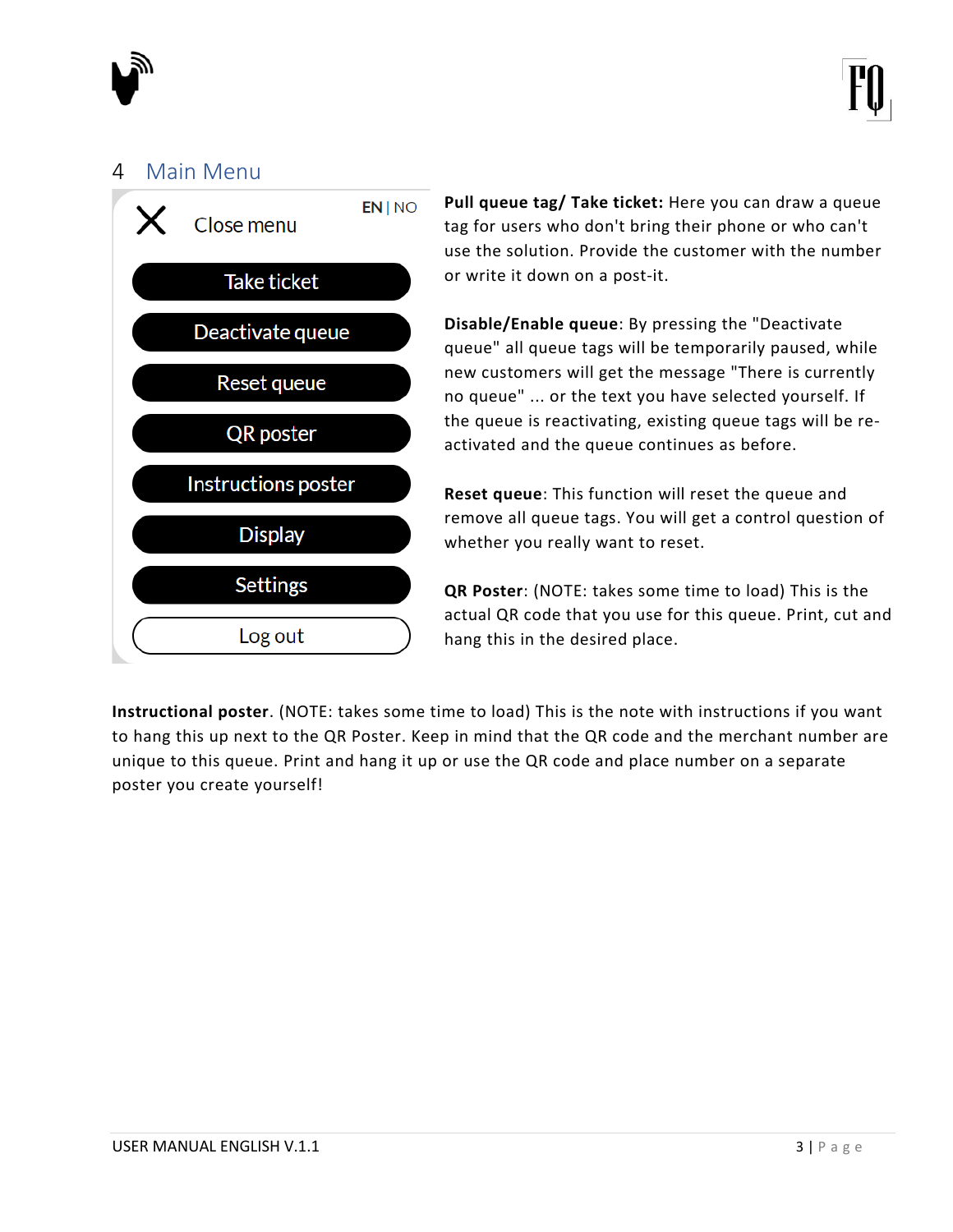## 4 Main Menu

EN | NO

Close menu

- Take ticket
- Deactivate queue
- Reset queue
- QR poster
- Instructions poster
- Display
- Settings
- Log out

**Pull queue tag/ Take ticket:** Here you can draw a queue tag for users who don't bring their phone or who can't use the solution. Provide the customer with the number or write it down on a post-it.

**Disable/Enable queue**: By pressing the "Deactivate queue" all queue tags will be temporarily paused, while new customers will get the message "There is currently no queue" ... or the text you have selected yourself. If the queue is reactivating, existing queue tags will be re-activated and the queue continues as before.

**Reset queue**: This function will reset the queue and remove all queue tags. You will get a control question of whether you really want to reset.

**QR Poster**: (NOTE: takes some time to load) This is the actual QR code that you use for this queue. Print, cut and hang this in the desired place.

**Instructional poster**. (NOTE: takes some time to load) This is the note with instructions if you want to hang this up next to the QR Poster. Keep in mind that the QR code and the merchant number are unique to this queue. Print and hang it up or use the QR code and place number on a separate poster you create yourself!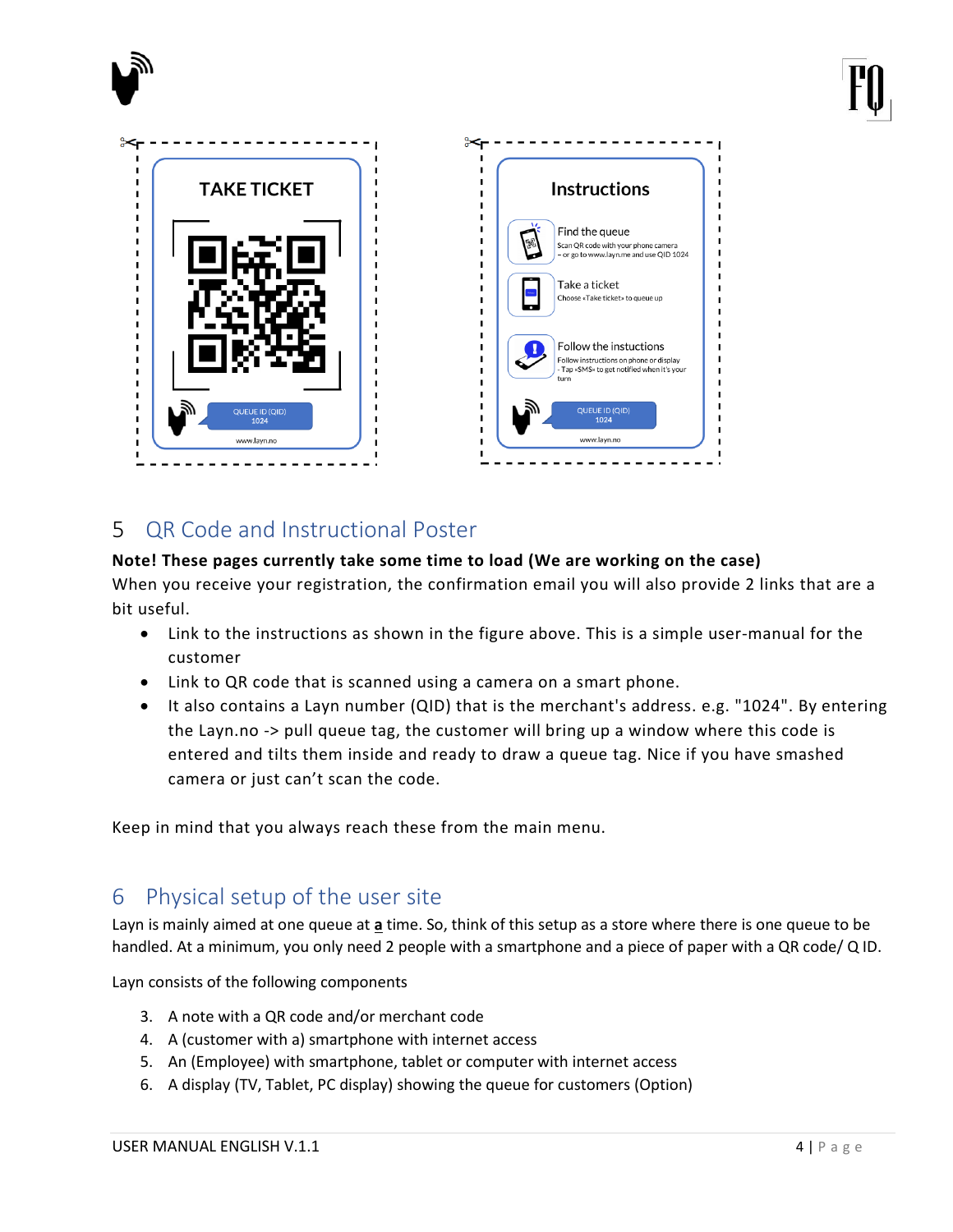TAKE TICKET

QUEUE ID (QID) 1024

www.layn.no

Instructions

Find the queue
Scan QR code with your phone camera
– or go to www.layn.me and use QID 1024

Take a ticket
Choose «Take ticket» to queue up

Follow the instuctions
Follow instructions on phone or display
- Tap «SMS» to get notified when it's your turn

QUEUE ID (QID) 1024

www.layn.no

## 5 QR Code and Instructional Poster

**Note! These pages currently take some time to load (We are working on the case)**

When you receive your registration, the confirmation email you will also provide 2 links that are a bit useful.

- Link to the instructions as shown in the figure above. This is a simple user-manual for the customer
- Link to QR code that is scanned using a camera on a smart phone.
- It also contains a Layn number (QID) that is the merchant's address. e.g. "1024". By entering the Layn.no -> pull queue tag, the customer will bring up a window where this code is entered and tilts them inside and ready to draw a queue tag. Nice if you have smashed camera or just can't scan the code.

Keep in mind that you always reach these from the main menu.

## 6 Physical setup of the user site

Layn is mainly aimed at one queue at **a** time. So, think of this setup as a store where there is one queue to be handled. At a minimum, you only need 2 people with a smartphone and a piece of paper with a QR code/ Q ID.

Layn consists of the following components

3. A note with a QR code and/or merchant code
4. A (customer with a) smartphone with internet access
5. An (Employee) with smartphone, tablet or computer with internet access
6. A display (TV, Tablet, PC display) showing the queue for customers (Option)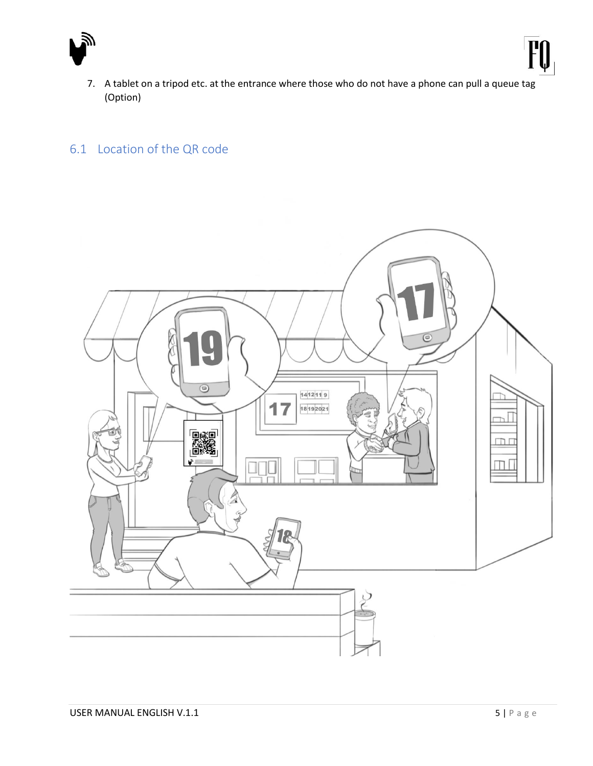7. A tablet on a tripod etc. at the entrance where those who do not have a phone can pull a queue tag (Option)

## 6.1 Location of the QR code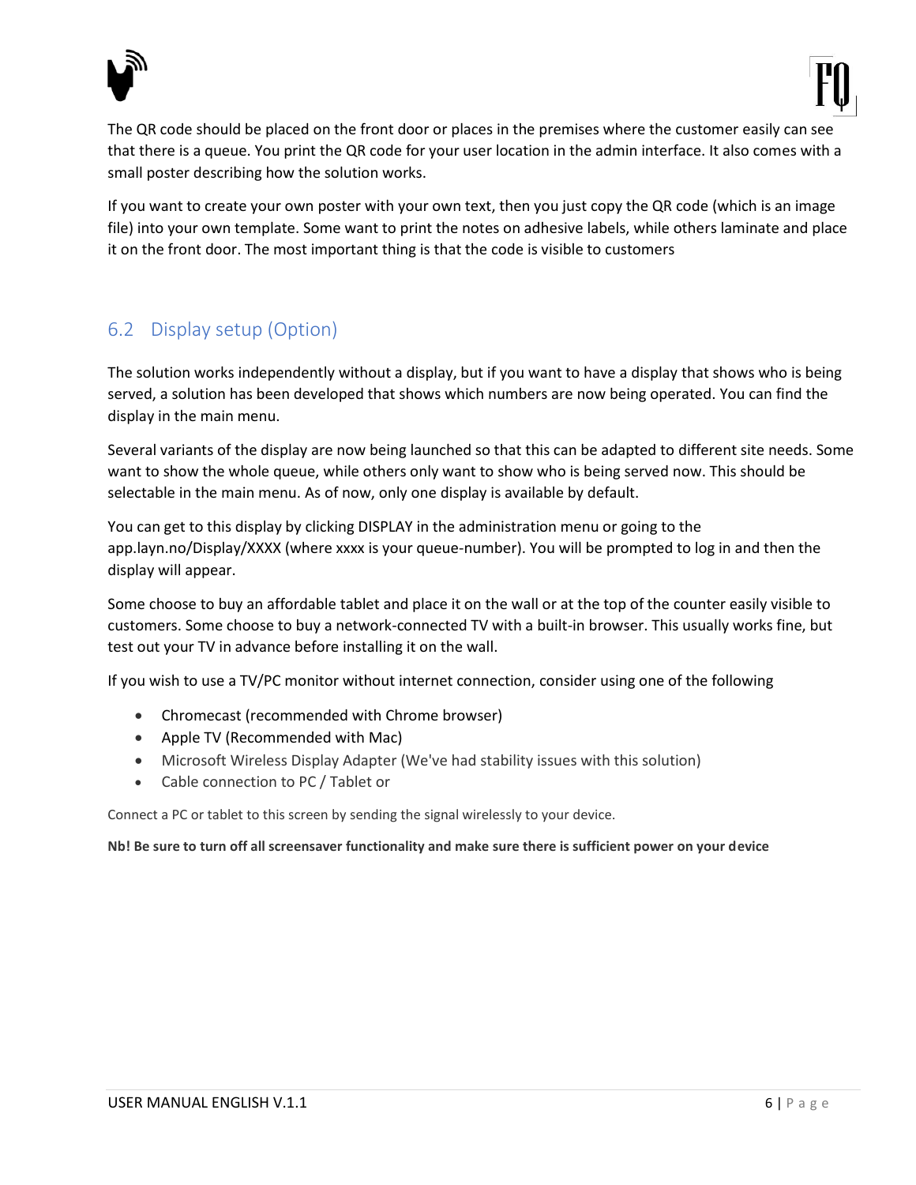The QR code should be placed on the front door or places in the premises where the customer easily can see that there is a queue. You print the QR code for your user location in the admin interface. It also comes with a small poster describing how the solution works.

If you want to create your own poster with your own text, then you just copy the QR code (which is an image file) into your own template. Some want to print the notes on adhesive labels, while others laminate and place it on the front door. The most important thing is that the code is visible to customers

## 6.2 Display setup (Option)

The solution works independently without a display, but if you want to have a display that shows who is being served, a solution has been developed that shows which numbers are now being operated. You can find the display in the main menu.

Several variants of the display are now being launched so that this can be adapted to different site needs. Some want to show the whole queue, while others only want to show who is being served now. This should be selectable in the main menu. As of now, only one display is available by default.

You can get to this display by clicking DISPLAY in the administration menu or going to the app.layn.no/Display/XXXX (where xxxx is your queue-number). You will be prompted to log in and then the display will appear.

Some choose to buy an affordable tablet and place it on the wall or at the top of the counter easily visible to customers. Some choose to buy a network-connected TV with a built-in browser. This usually works fine, but test out your TV in advance before installing it on the wall.

If you wish to use a TV/PC monitor without internet connection, consider using one of the following

- Chromecast (recommended with Chrome browser)
- Apple TV (Recommended with Mac)
- Microsoft Wireless Display Adapter (We've had stability issues with this solution)
- Cable connection to PC / Tablet or

Connect a PC or tablet to this screen by sending the signal wirelessly to your device.

**Nb! Be sure to turn off all screensaver functionality and make sure there is sufficient power on your device**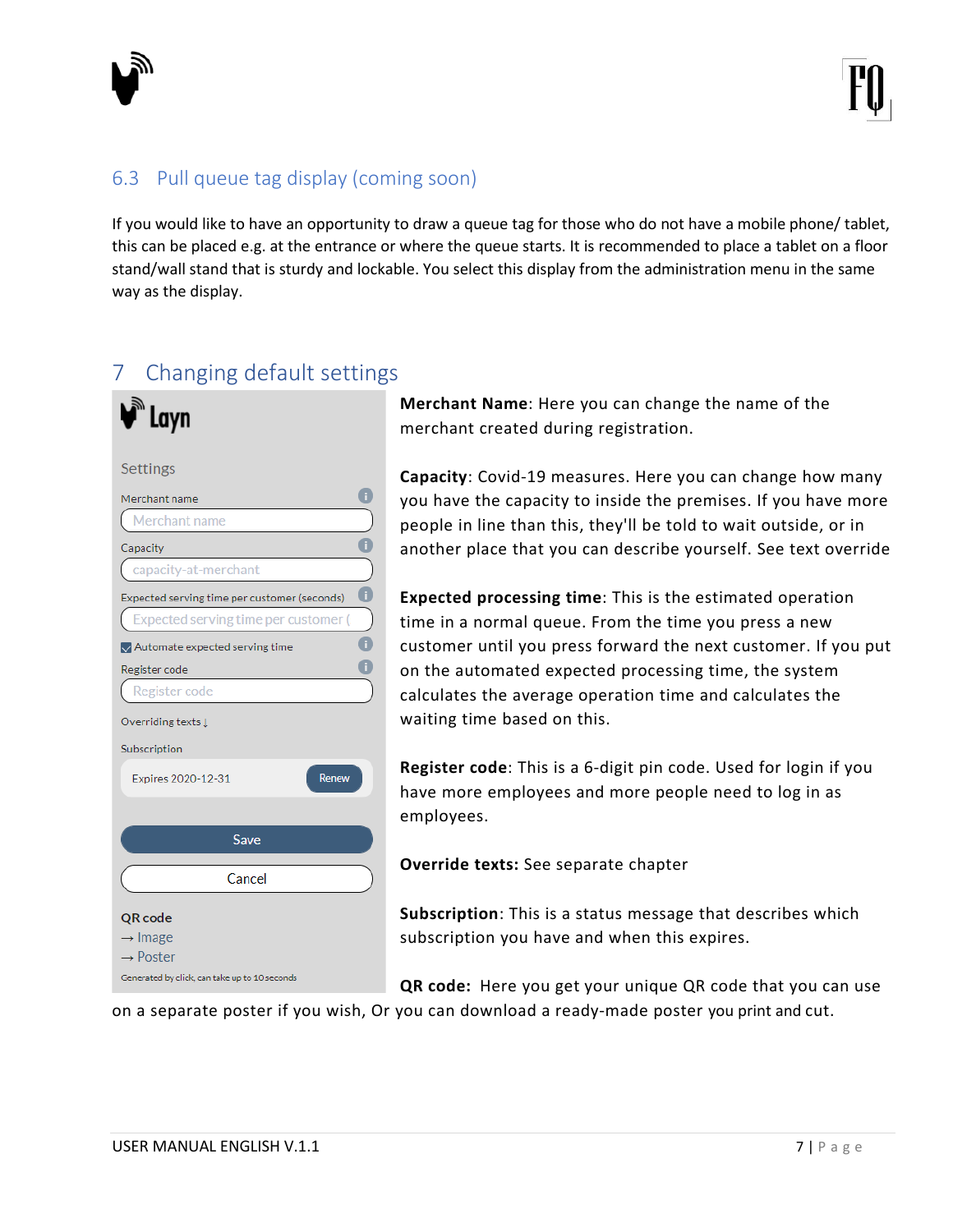## 6.3 Pull queue tag display (coming soon)

If you would like to have an opportunity to draw a queue tag for those who do not have a mobile phone/ tablet, this can be placed e.g. at the entrance or where the queue starts. It is recommended to place a tablet on a floor stand/wall stand that is sturdy and lockable. You select this display from the administration menu in the same way as the display.

# 7 Changing default settings

**Merchant Name**: Here you can change the name of the merchant created during registration.

**Capacity**: Covid-19 measures. Here you can change how many you have the capacity to inside the premises. If you have more people in line than this, they'll be told to wait outside, or in another place that you can describe yourself. See text override

**Expected processing time**: This is the estimated operation time in a normal queue. From the time you press a new customer until you press forward the next customer. If you put on the automated expected processing time, the system calculates the average operation time and calculates the waiting time based on this.

**Register code**: This is a 6-digit pin code. Used for login if you have more employees and more people need to log in as employees.

**Override texts:** See separate chapter

**Subscription**: This is a status message that describes which subscription you have and when this expires.

**QR code:** Here you get your unique QR code that you can use on a separate poster if you wish, Or you can download a ready-made poster you print and cut.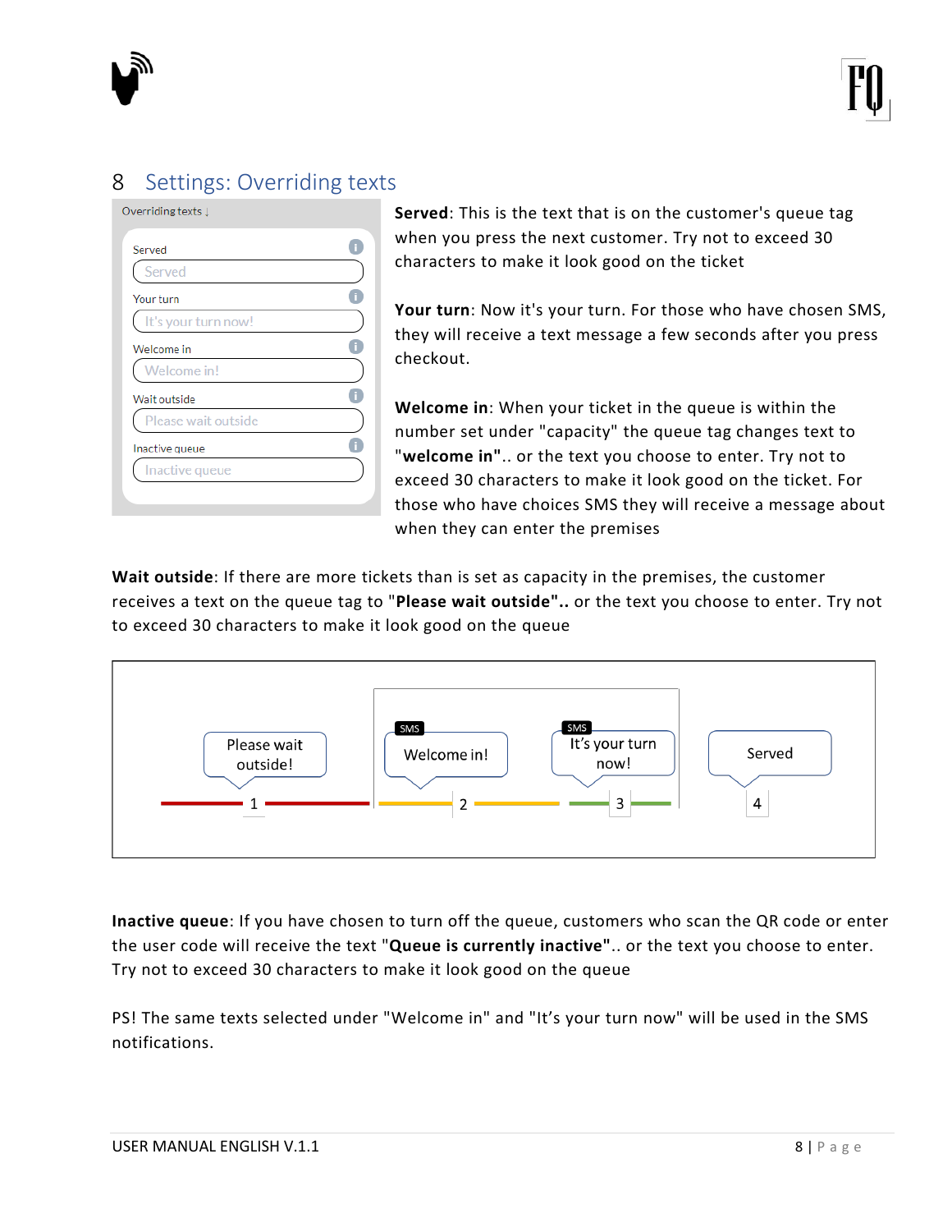# 8 Settings: Overriding texts

Overriding texts ↓

| Field | Default |
|---|---|
| Served | Served |
| Your turn | It's your turn now! |
| Welcome in | Welcome in! |
| Wait outside | Please wait outside |
| Inactive queue | Inactive queue |

**Served**: This is the text that is on the customer's queue tag when you press the next customer. Try not to exceed 30 characters to make it look good on the ticket

**Your turn**: Now it's your turn. For those who have chosen SMS, they will receive a text message a few seconds after you press checkout.

**Welcome in**: When your ticket in the queue is within the number set under "capacity" the queue tag changes text to "**welcome in"**.. or the text you choose to enter. Try not to exceed 30 characters to make it look good on the ticket. For those who have choices SMS they will receive a message about when they can enter the premises

**Wait outside**: If there are more tickets than is set as capacity in the premises, the customer receives a text on the queue tag to "**Please wait outside"..** or the text you choose to enter. Try not to exceed 30 characters to make it look good on the queue

| 1 | 2 | 3 | 4 |
|---|---|---|---|
| Please wait outside! | SMS: Welcome in! | SMS: It's your turn now! | Served |

**Inactive queue**: If you have chosen to turn off the queue, customers who scan the QR code or enter the user code will receive the text "**Queue is currently inactive"**.. or the text you choose to enter. Try not to exceed 30 characters to make it look good on the queue

PS! The same texts selected under "Welcome in" and "It's your turn now" will be used in the SMS notifications.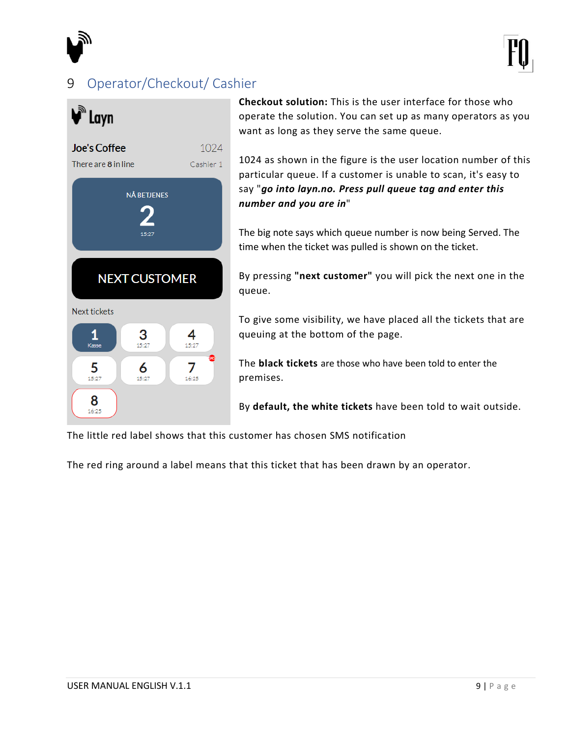# 9 Operator/Checkout/ Cashier

**Checkout solution:** This is the user interface for those who operate the solution. You can set up as many operators as you want as long as they serve the same queue.

1024 as shown in the figure is the user location number of this particular queue. If a customer is unable to scan, it's easy to say "***go into layn.no. Press pull queue tag and enter this number and you are in***"

The big note says which queue number is now being Served. The time when the ticket was pulled is shown on the ticket.

By pressing **"next customer"** you will pick the next one in the queue.

To give some visibility, we have placed all the tickets that are queuing at the bottom of the page.

The **black tickets** are those who have been told to enter the premises.

By **default, the white tickets** have been told to wait outside.

The little red label shows that this customer has chosen SMS notification

The red ring around a label means that this ticket that has been drawn by an operator.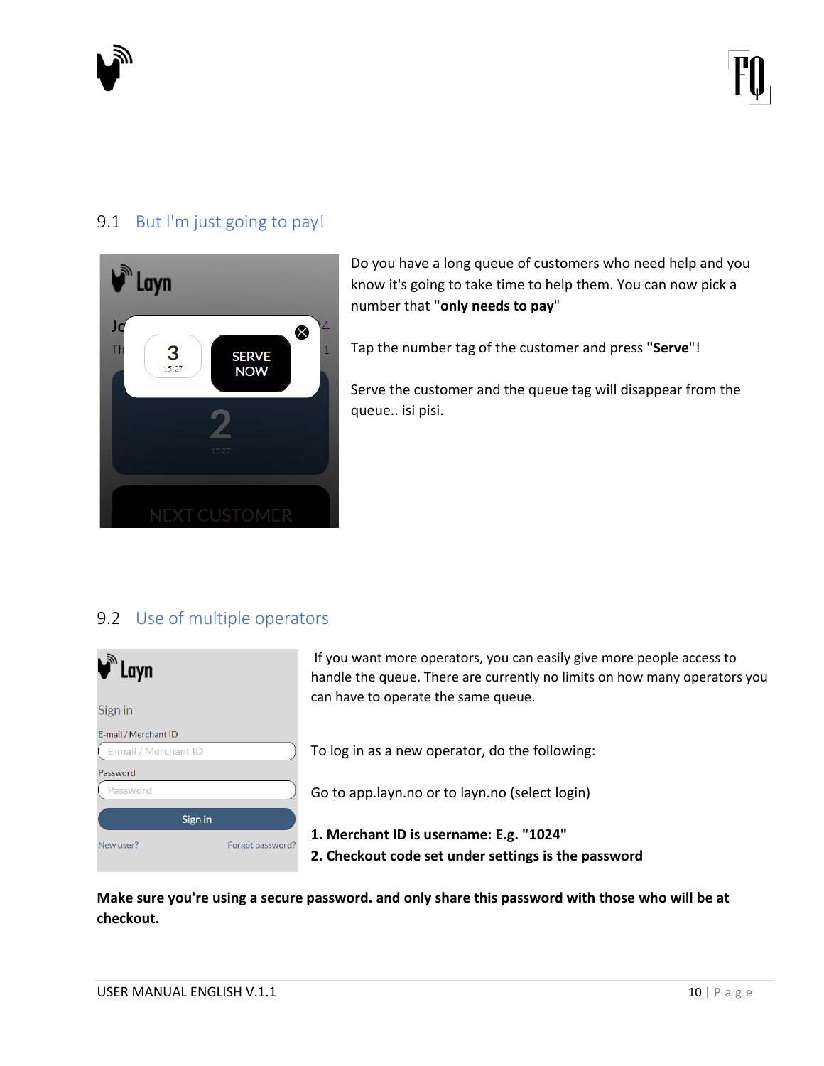## 9.1 But I'm just going to pay!

Do you have a long queue of customers who need help and you know it's going to take time to help them. You can now pick a number that **"only needs to pay"**

Tap the number tag of the customer and press **"Serve"**!

Serve the customer and the queue tag will disappear from the queue.. isi pisi.

## 9.2 Use of multiple operators

If you want more operators, you can easily give more people access to handle the queue. There are currently no limits on how many operators you can have to operate the same queue.

To log in as a new operator, do the following:

Go to app.layn.no or to layn.no (select login)

**1. Merchant ID is username: E.g. "1024"**
**2. Checkout code set under settings is the password**

**Make sure you're using a secure password. and only share this password with those who will be at checkout.**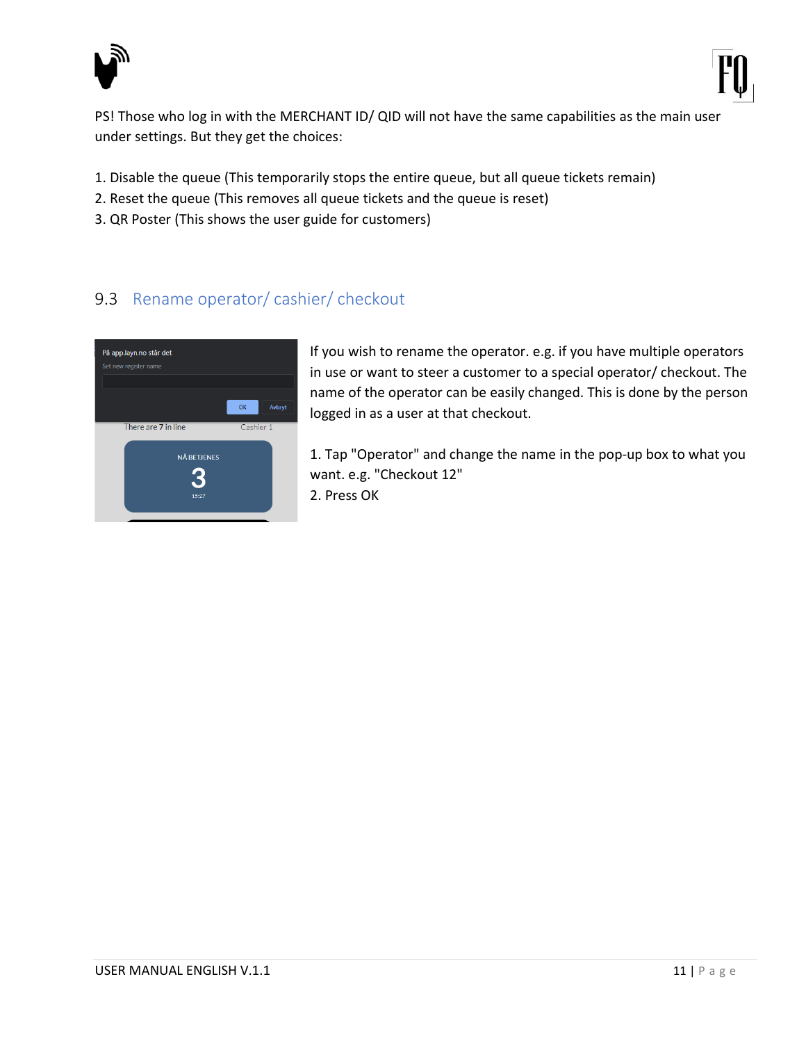PS! Those who log in with the MERCHANT ID/ QID will not have the same capabilities as the main user under settings. But they get the choices:

1. Disable the queue (This temporarily stops the entire queue, but all queue tickets remain)
2. Reset the queue (This removes all queue tickets and the queue is reset)
3. QR Poster (This shows the user guide for customers)

## 9.3 Rename operator/ cashier/ checkout

If you wish to rename the operator. e.g. if you have multiple operators in use or want to steer a customer to a special operator/ checkout. The name of the operator can be easily changed. This is done by the person logged in as a user at that checkout.

1. Tap "Operator" and change the name in the pop-up box to what you want. e.g. "Checkout 12"
2. Press OK